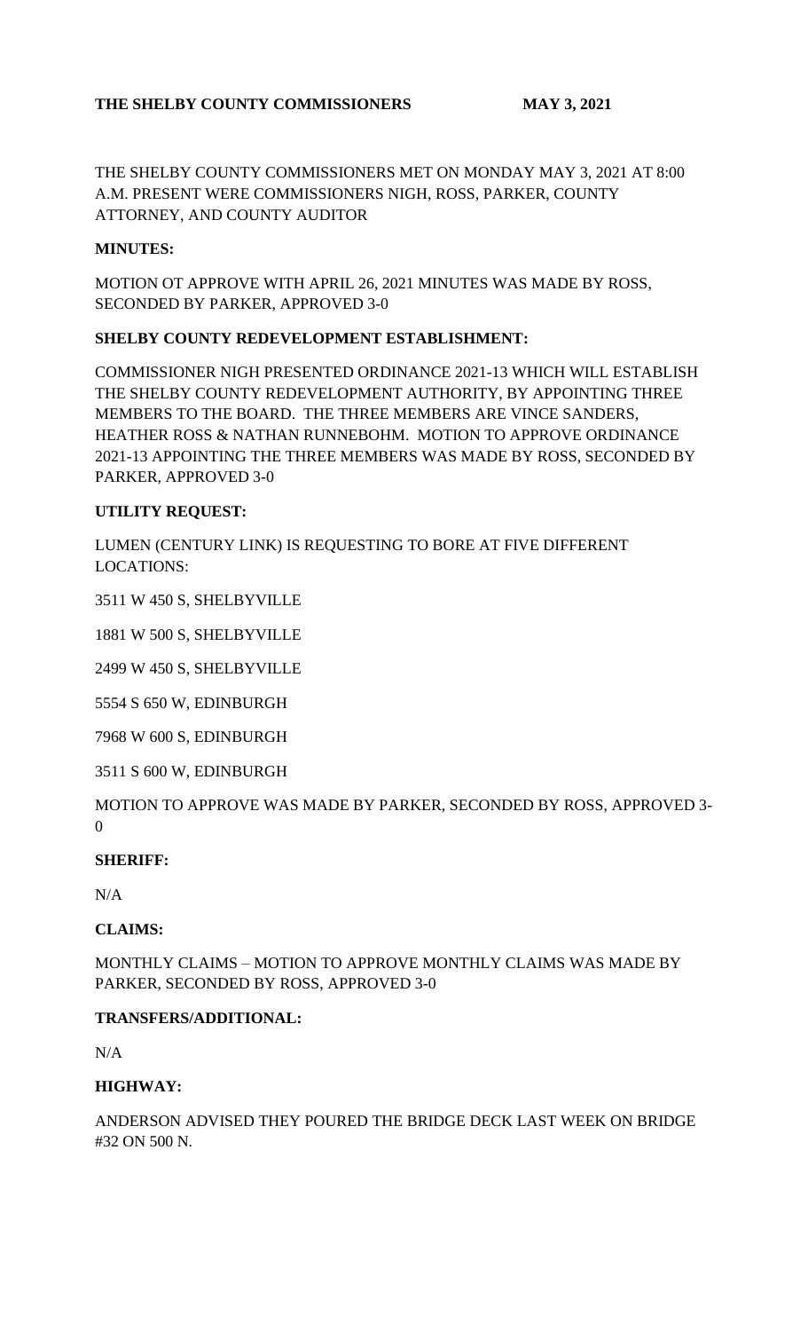**THE SHELBY COUNTY COMMISSIONERS MAY 3, 2021**

THE SHELBY COUNTY COMMISSIONERS MET ON MONDAY MAY 3, 2021 AT 8:00 A.M. PRESENT WERE COMMISSIONERS NIGH, ROSS, PARKER, COUNTY ATTORNEY, AND COUNTY AUDITOR

**MINUTES:**

MOTION OT APPROVE WITH APRIL 26, 2021 MINUTES WAS MADE BY ROSS, SECONDED BY PARKER, APPROVED 3-0

**SHELBY COUNTY REDEVELOPMENT ESTABLISHMENT:**

COMMISSIONER NIGH PRESENTED ORDINANCE 2021-13 WHICH WILL ESTABLISH THE SHELBY COUNTY REDEVELOPMENT AUTHORITY, BY APPOINTING THREE MEMBERS TO THE BOARD. THE THREE MEMBERS ARE VINCE SANDERS, HEATHER ROSS & NATHAN RUNNEBOHM. MOTION TO APPROVE ORDINANCE 2021-13 APPOINTING THE THREE MEMBERS WAS MADE BY ROSS, SECONDED BY PARKER, APPROVED 3-0

**UTILITY REQUEST:**

LUMEN (CENTURY LINK) IS REQUESTING TO BORE AT FIVE DIFFERENT LOCATIONS:

3511 W 450 S, SHELBYVILLE

1881 W 500 S, SHELBYVILLE

2499 W 450 S, SHELBYVILLE

5554 S 650 W, EDINBURGH

7968 W 600 S, EDINBURGH

3511 S 600 W, EDINBURGH

MOTION TO APPROVE WAS MADE BY PARKER, SECONDED BY ROSS, APPROVED 3-0

**SHERIFF:**

N/A

**CLAIMS:**

MONTHLY CLAIMS – MOTION TO APPROVE MONTHLY CLAIMS WAS MADE BY PARKER, SECONDED BY ROSS, APPROVED 3-0

**TRANSFERS/ADDITIONAL:**

N/A

**HIGHWAY:**

ANDERSON ADVISED THEY POURED THE BRIDGE DECK LAST WEEK ON BRIDGE #32 ON 500 N.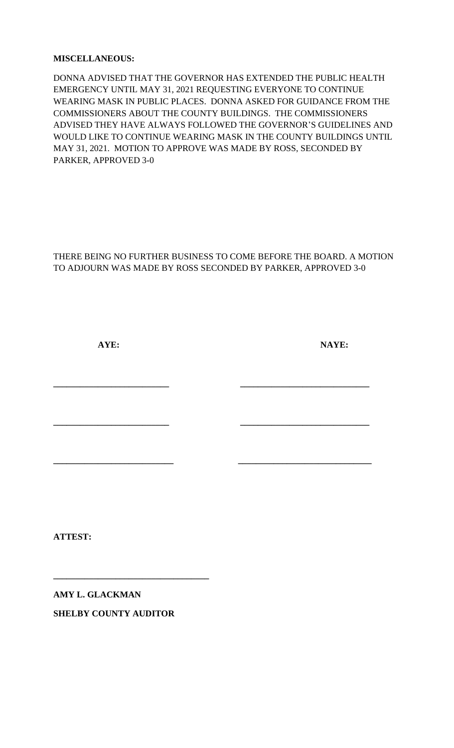**MISCELLANEOUS:**

DONNA ADVISED THAT THE GOVERNOR HAS EXTENDED THE PUBLIC HEALTH EMERGENCY UNTIL MAY 31, 2021 REQUESTING EVERYONE TO CONTINUE WEARING MASK IN PUBLIC PLACES. DONNA ASKED FOR GUIDANCE FROM THE COMMISSIONERS ABOUT THE COUNTY BUILDINGS. THE COMMISSIONERS ADVISED THEY HAVE ALWAYS FOLLOWED THE GOVERNOR'S GUIDELINES AND WOULD LIKE TO CONTINUE WEARING MASK IN THE COUNTY BUILDINGS UNTIL MAY 31, 2021. MOTION TO APPROVE WAS MADE BY ROSS, SECONDED BY PARKER, APPROVED 3-0

THERE BEING NO FURTHER BUSINESS TO COME BEFORE THE BOARD. A MOTION TO ADJOURN WAS MADE BY ROSS SECONDED BY PARKER, APPROVED 3-0

| **AYE:** | **NAYE:** |
|---|---|
| ______________________ | ______________________ |
| ______________________ | ______________________ |
| ______________________ | ______________________ |

**ATTEST:**

______________________________

**AMY L. GLACKMAN**

**SHELBY COUNTY AUDITOR**